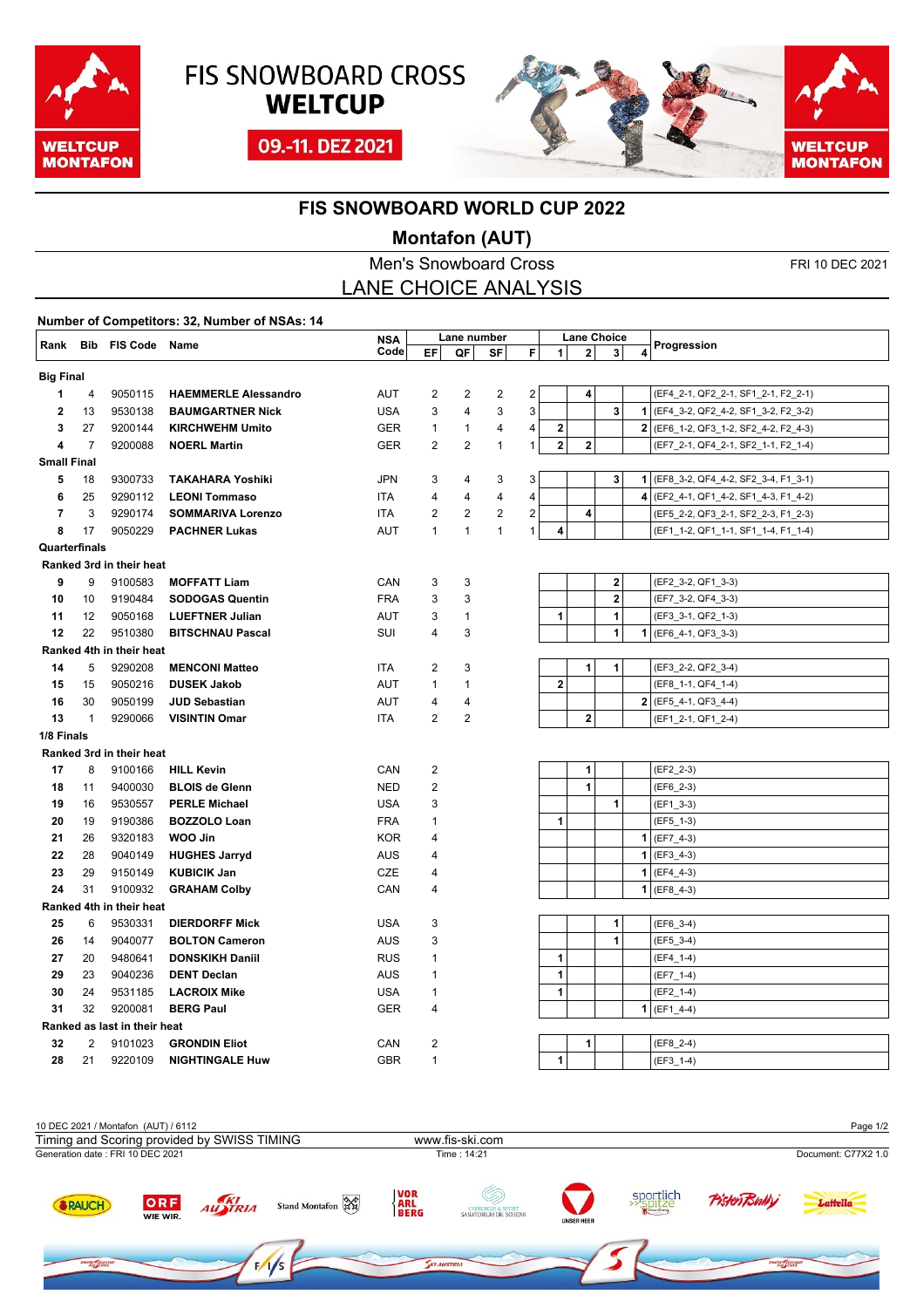FIS SNOWBOARD CROSS **WELTCUP**

09.-11. DEZ 2021

# FIS SNOWBOARD WORLD CUP 2022

## Montafon (AUT)

Men's Snowboard Cross

FRI 10 DEC 2021

## LANE CHOICE ANALYSIS

**Number of Competitors: 32, Number of NSAs: 14**

| Rank | Bib | FIS Code | Name | NSA Code | Lane number EF | QF | SF | F | Lane Choice 1 | 2 | 3 | 4 | Progression |
|---|---|---|---|---|---|---|---|---|---|---|---|---|---|
| **Big Final** | | | | | | | | | | | | | |
| 1 | 4 | 9050115 | **HAEMMERLE Alessandro** | AUT | 2 | 2 | 2 | 2 | | 4 | | | (EF4_2-1, QF2_2-1, SF1_2-1, F2_2-1) |
| 2 | 13 | 9530138 | **BAUMGARTNER Nick** | USA | 3 | 4 | 3 | 3 | | | 3 | 1 | (EF4_3-2, QF2_4-2, SF1_3-2, F2_3-2) |
| 3 | 27 | 9200144 | **KIRCHWEHM Umito** | GER | 1 | 1 | 4 | 4 | 2 | | | 2 | (EF6_1-2, QF3_1-2, SF2_4-2, F2_4-3) |
| 4 | 7 | 9200088 | **NOERL Martin** | GER | 2 | 2 | 1 | 1 | 2 | 2 | | | (EF7_2-1, QF4_2-1, SF2_1-1, F2_1-4) |
| **Small Final** | | | | | | | | | | | | | |
| 5 | 18 | 9300733 | **TAKAHARA Yoshiki** | JPN | 3 | 4 | 3 | 3 | | | 3 | 1 | (EF8_3-2, QF4_4-2, SF2_3-4, F1_3-1) |
| 6 | 25 | 9290112 | **LEONI Tommaso** | ITA | 4 | 4 | 4 | 4 | | | | 4 | (EF2_4-1, QF1_4-2, SF1_4-3, F1_4-2) |
| 7 | 3 | 9290174 | **SOMMARIVA Lorenzo** | ITA | 2 | 2 | 2 | 2 | | 4 | | | (EF5_2-2, QF3_2-1, SF2_2-3, F1_2-3) |
| 8 | 17 | 9050229 | **PACHNER Lukas** | AUT | 1 | 1 | 1 | 1 | 4 | | | | (EF1_1-2, QF1_1-1, SF1_1-4, F1_1-4) |
| **Quarterfinals** | | | | | | | | | | | | | |
| **Ranked 3rd in their heat** | | | | | | | | | | | | | |
| 9 | 9 | 9100583 | **MOFFATT Liam** | CAN | 3 | 3 | | | | | 2 | | (EF2_3-2, QF1_3-3) |
| 10 | 10 | 9190484 | **SODOGAS Quentin** | FRA | 3 | 3 | | | | | 2 | | (EF7_3-2, QF4_3-3) |
| 11 | 12 | 9050168 | **LUEFTNER Julian** | AUT | 3 | 1 | | | 1 | | 1 | | (EF3_3-1, QF2_1-3) |
| 12 | 22 | 9510380 | **BITSCHNAU Pascal** | SUI | 4 | 3 | | | | | 1 | 1 | (EF6_4-1, QF3_3-3) |
| **Ranked 4th in their heat** | | | | | | | | | | | | | |
| 14 | 5 | 9290208 | **MENCONI Matteo** | ITA | 2 | 3 | | | | 1 | 1 | | (EF3_2-2, QF2_3-4) |
| 15 | 15 | 9050216 | **DUSEK Jakob** | AUT | 1 | 1 | | | 2 | | | | (EF8_1-1, QF4_1-4) |
| 16 | 30 | 9050199 | **JUD Sebastian** | AUT | 4 | 4 | | | | | | 2 | (EF5_4-1, QF3_4-4) |
| 13 | 1 | 9290066 | **VISINTIN Omar** | ITA | 2 | 2 | | | | 2 | | | (EF1_2-1, QF1_2-4) |
| **1/8 Finals** | | | | | | | | | | | | | |
| **Ranked 3rd in their heat** | | | | | | | | | | | | | |
| 17 | 8 | 9100166 | **HILL Kevin** | CAN | 2 | | | | | 1 | | | (EF2_2-3) |
| 18 | 11 | 9400030 | **BLOIS de Glenn** | NED | 2 | | | | | 1 | | | (EF6_2-3) |
| 19 | 16 | 9530557 | **PERLE Michael** | USA | 3 | | | | | | 1 | | (EF1_3-3) |
| 20 | 19 | 9190386 | **BOZZOLO Loan** | FRA | 1 | | | | 1 | | | | (EF5_1-3) |
| 21 | 26 | 9320183 | **WOO Jin** | KOR | 4 | | | | | | | 1 | (EF7_4-3) |
| 22 | 28 | 9040149 | **HUGHES Jarryd** | AUS | 4 | | | | | | | 1 | (EF3_4-3) |
| 23 | 29 | 9150149 | **KUBICIK Jan** | CZE | 4 | | | | | | | 1 | (EF4_4-3) |
| 24 | 31 | 9100932 | **GRAHAM Colby** | CAN | 4 | | | | | | | 1 | (EF8_4-3) |
| **Ranked 4th in their heat** | | | | | | | | | | | | | |
| 25 | 6 | 9530331 | **DIERDORFF Mick** | USA | 3 | | | | | | 1 | | (EF6_3-4) |
| 26 | 14 | 9040077 | **BOLTON Cameron** | AUS | 3 | | | | | | 1 | | (EF5_3-4) |
| 27 | 20 | 9480641 | **DONSKIKH Daniil** | RUS | 1 | | | | 1 | | | | (EF4_1-4) |
| 29 | 23 | 9040236 | **DENT Declan** | AUS | 1 | | | | 1 | | | | (EF7_1-4) |
| 30 | 24 | 9531185 | **LACROIX Mike** | USA | 1 | | | | 1 | | | | (EF2_1-4) |
| 31 | 32 | 9200081 | **BERG Paul** | GER | 4 | | | | | | | 1 | (EF1_4-4) |
| **Ranked as last in their heat** | | | | | | | | | | | | | |
| 32 | 2 | 9101023 | **GRONDIN Eliot** | CAN | 2 | | | | | 1 | | | (EF8_2-4) |
| 28 | 21 | 9220109 | **NIGHTINGALE Huw** | GBR | 1 | | | | 1 | | | | (EF3_1-4) |

10 DEC 2021 / Montafon (AUT) / 6112

Timing and Scoring provided by SWISS TIMING — www.fis-ski.com

Generation date : FRI 10 DEC 2021 — Time : 14:21 — Document: C77X2 1.0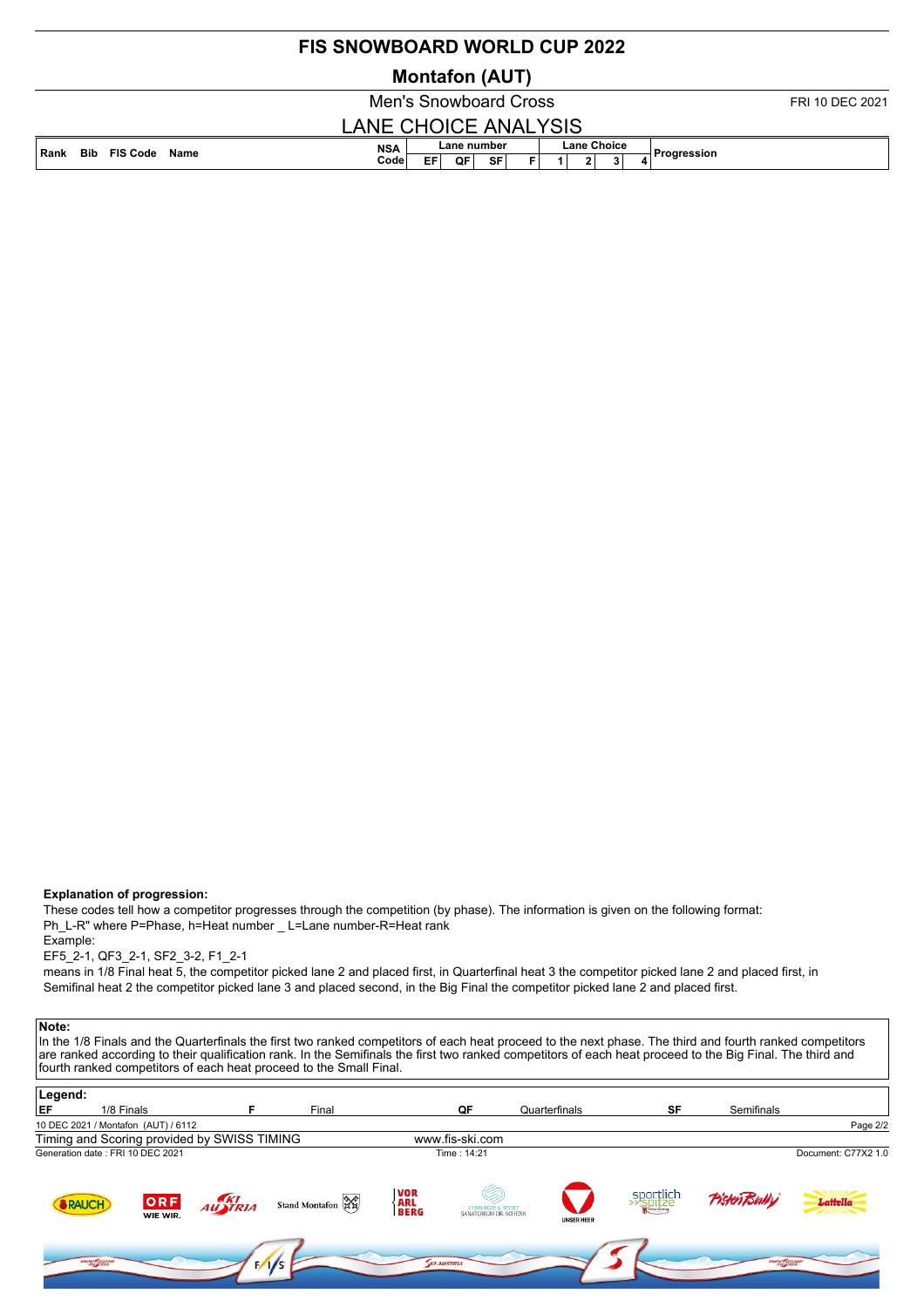# FIS SNOWBOARD WORLD CUP 2022

## Montafon (AUT)

### Men's Snowboard Cross

FRI 10 DEC 2021

### LANE CHOICE ANALYSIS

| Rank | Bib | FIS Code | Name | NSA Code | Lane number | | | | Lane Choice | | | | Progression |
|---|---|---|---|---|---|---|---|---|---|---|---|---|---|
| | | | | | EF | QF | SF | F | 1 | 2 | 3 | 4 | |

**Explanation of progression:**

These codes tell how a competitor progresses through the competition (by phase). The information is given on the following format:
Ph_L-R" where P=Phase, h=Heat number _ L=Lane number-R=Heat rank
Example:
EF5_2-1, QF3_2-1, SF2_3-2, F1_2-1
means in 1/8 Final heat 5, the competitor picked lane 2 and placed first, in Quarterfinal heat 3 the competitor picked lane 2 and placed first, in Semifinal heat 2 the competitor picked lane 3 and placed second, in the Big Final the competitor picked lane 2 and placed first.

**Note:**
In the 1/8 Finals and the Quarterfinals the first two ranked competitors of each heat proceed to the next phase. The third and fourth ranked competitors are ranked according to their qualification rank. In the Semifinals the first two ranked competitors of each heat proceed to the Big Final. The third and fourth ranked competitors of each heat proceed to the Small Final.

**Legend:**

| | | | | | | | |
|---|---|---|---|---|---|---|---|
| EF | 1/8 Finals | F | Final | QF | Quarterfinals | SF | Semifinals |

10 DEC 2021 / Montafon (AUT) / 6112

Timing and Scoring provided by SWISS TIMING

www.fis-ski.com

Generation date : FRI 10 DEC 2021

Time : 14:21

Document: C77X2 1.0